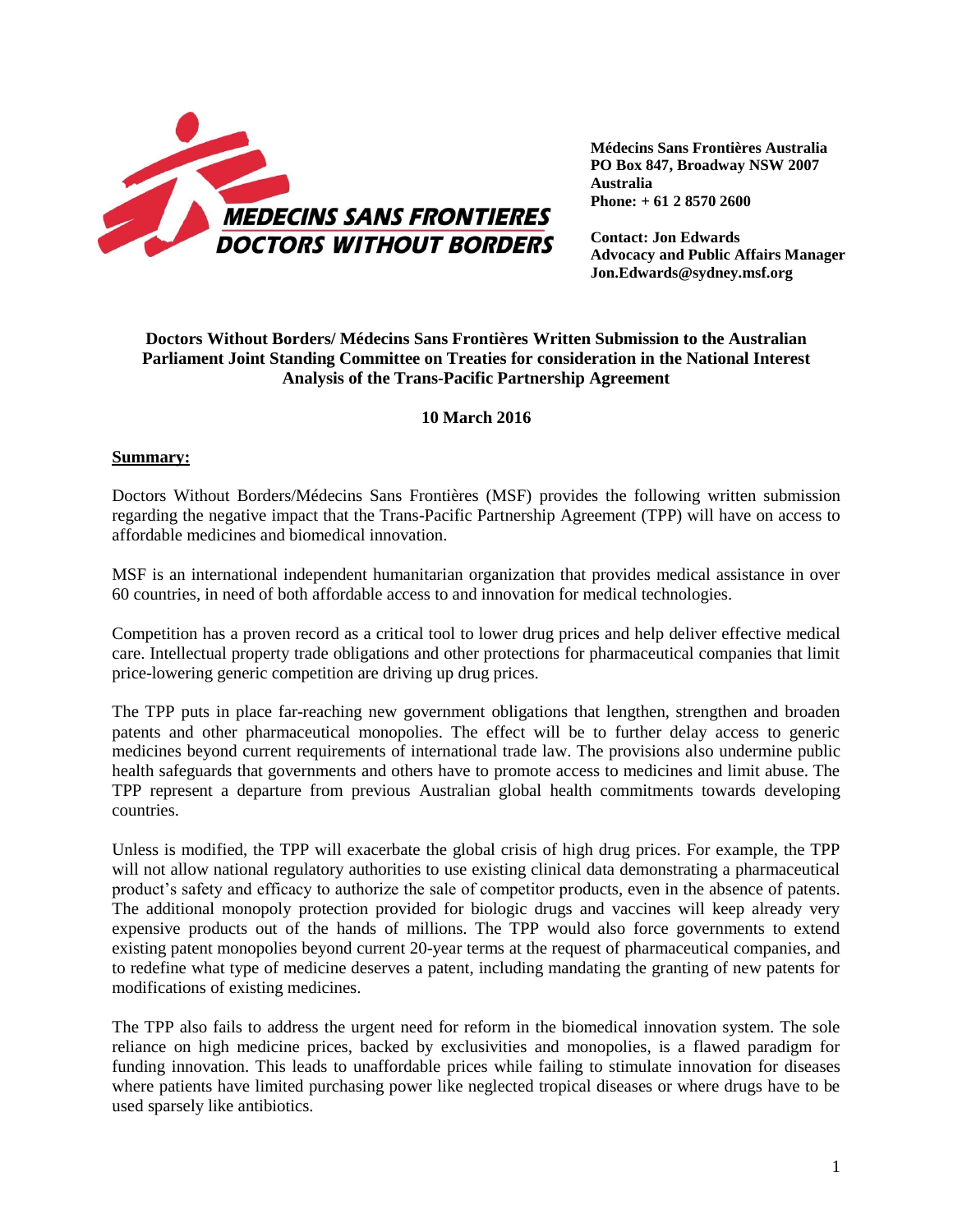**MEDECINS SANS FRONTIERES**
**DOCTORS WITHOUT BORDERS**

**Médecins Sans Frontières Australia**
**PO Box 847, Broadway NSW 2007**
**Australia**
**Phone: + 61 2 8570 2600**

**Contact: Jon Edwards**
**Advocacy and Public Affairs Manager**
**Jon.Edwards@sydney.msf.org**

**Doctors Without Borders/ Médecins Sans Frontières Written Submission to the Australian Parliament Joint Standing Committee on Treaties for consideration in the National Interest Analysis of the Trans-Pacific Partnership Agreement**

**10 March 2016**

**Summary:**

Doctors Without Borders/Médecins Sans Frontières (MSF) provides the following written submission regarding the negative impact that the Trans-Pacific Partnership Agreement (TPP) will have on access to affordable medicines and biomedical innovation.

MSF is an international independent humanitarian organization that provides medical assistance in over 60 countries, in need of both affordable access to and innovation for medical technologies.

Competition has a proven record as a critical tool to lower drug prices and help deliver effective medical care. Intellectual property trade obligations and other protections for pharmaceutical companies that limit price-lowering generic competition are driving up drug prices.

The TPP puts in place far-reaching new government obligations that lengthen, strengthen and broaden patents and other pharmaceutical monopolies. The effect will be to further delay access to generic medicines beyond current requirements of international trade law. The provisions also undermine public health safeguards that governments and others have to promote access to medicines and limit abuse. The TPP represent a departure from previous Australian global health commitments towards developing countries.

Unless is modified, the TPP will exacerbate the global crisis of high drug prices. For example, the TPP will not allow national regulatory authorities to use existing clinical data demonstrating a pharmaceutical product's safety and efficacy to authorize the sale of competitor products, even in the absence of patents. The additional monopoly protection provided for biologic drugs and vaccines will keep already very expensive products out of the hands of millions. The TPP would also force governments to extend existing patent monopolies beyond current 20-year terms at the request of pharmaceutical companies, and to redefine what type of medicine deserves a patent, including mandating the granting of new patents for modifications of existing medicines.

The TPP also fails to address the urgent need for reform in the biomedical innovation system. The sole reliance on high medicine prices, backed by exclusivities and monopolies, is a flawed paradigm for funding innovation. This leads to unaffordable prices while failing to stimulate innovation for diseases where patients have limited purchasing power like neglected tropical diseases or where drugs have to be used sparsely like antibiotics.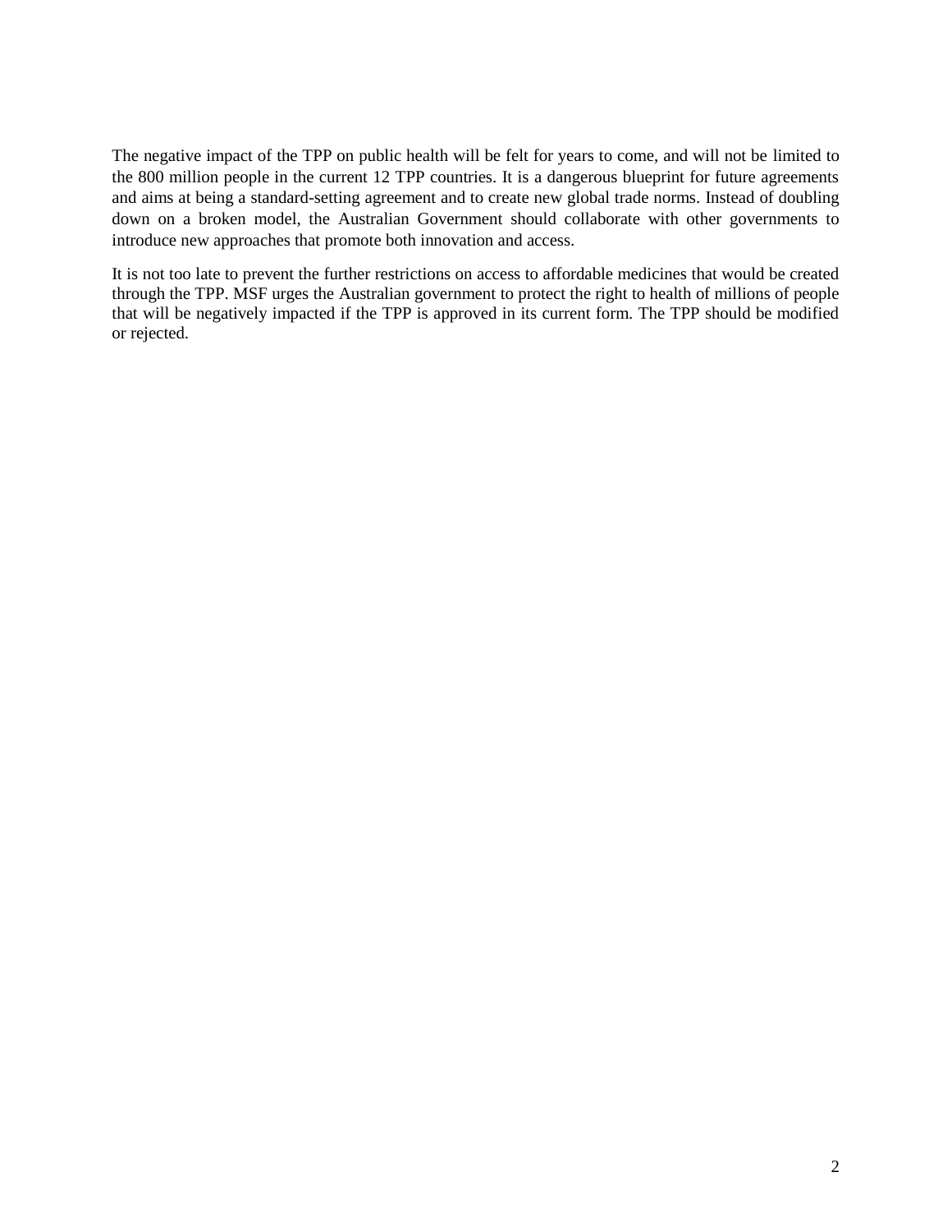The negative impact of the TPP on public health will be felt for years to come, and will not be limited to the 800 million people in the current 12 TPP countries. It is a dangerous blueprint for future agreements and aims at being a standard-setting agreement and to create new global trade norms. Instead of doubling down on a broken model, the Australian Government should collaborate with other governments to introduce new approaches that promote both innovation and access.

It is not too late to prevent the further restrictions on access to affordable medicines that would be created through the TPP. MSF urges the Australian government to protect the right to health of millions of people that will be negatively impacted if the TPP is approved in its current form. The TPP should be modified or rejected.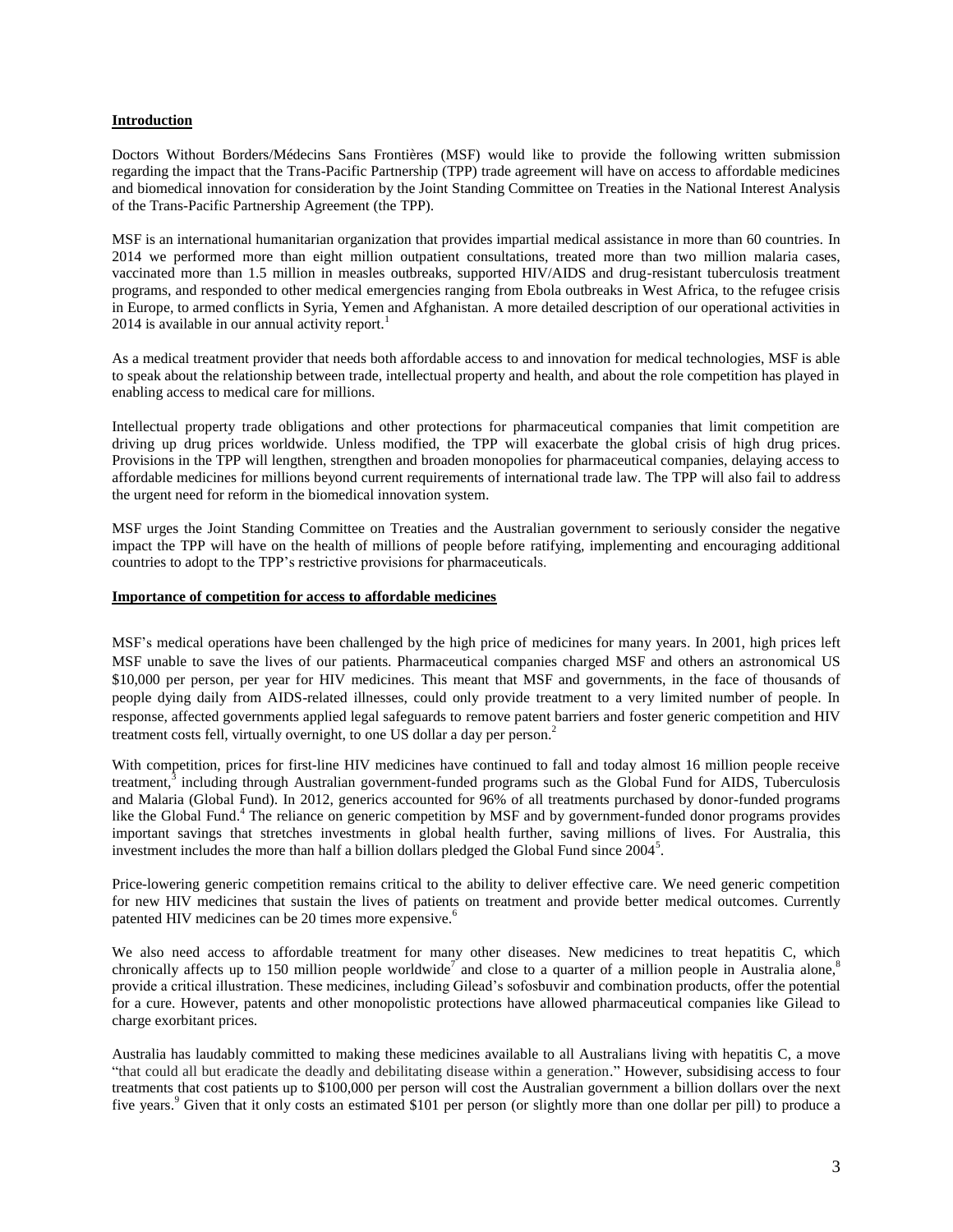## Introduction

Doctors Without Borders/Médecins Sans Frontières (MSF) would like to provide the following written submission regarding the impact that the Trans-Pacific Partnership (TPP) trade agreement will have on access to affordable medicines and biomedical innovation for consideration by the Joint Standing Committee on Treaties in the National Interest Analysis of the Trans-Pacific Partnership Agreement (the TPP).

MSF is an international humanitarian organization that provides impartial medical assistance in more than 60 countries. In 2014 we performed more than eight million outpatient consultations, treated more than two million malaria cases, vaccinated more than 1.5 million in measles outbreaks, supported HIV/AIDS and drug-resistant tuberculosis treatment programs, and responded to other medical emergencies ranging from Ebola outbreaks in West Africa, to the refugee crisis in Europe, to armed conflicts in Syria, Yemen and Afghanistan. A more detailed description of our operational activities in 2014 is available in our annual activity report.[1]

As a medical treatment provider that needs both affordable access to and innovation for medical technologies, MSF is able to speak about the relationship between trade, intellectual property and health, and about the role competition has played in enabling access to medical care for millions.

Intellectual property trade obligations and other protections for pharmaceutical companies that limit competition are driving up drug prices worldwide. Unless modified, the TPP will exacerbate the global crisis of high drug prices. Provisions in the TPP will lengthen, strengthen and broaden monopolies for pharmaceutical companies, delaying access to affordable medicines for millions beyond current requirements of international trade law. The TPP will also fail to address the urgent need for reform in the biomedical innovation system.

MSF urges the Joint Standing Committee on Treaties and the Australian government to seriously consider the negative impact the TPP will have on the health of millions of people before ratifying, implementing and encouraging additional countries to adopt to the TPP's restrictive provisions for pharmaceuticals.

## Importance of competition for access to affordable medicines

MSF's medical operations have been challenged by the high price of medicines for many years. In 2001, high prices left MSF unable to save the lives of our patients. Pharmaceutical companies charged MSF and others an astronomical US $10,000 per person, per year for HIV medicines. This meant that MSF and governments, in the face of thousands of people dying daily from AIDS-related illnesses, could only provide treatment to a very limited number of people. In response, affected governments applied legal safeguards to remove patent barriers and foster generic competition and HIV treatment costs fell, virtually overnight, to one US dollar a day per person.[2]

With competition, prices for first-line HIV medicines have continued to fall and today almost 16 million people receive treatment,[3] including through Australian government-funded programs such as the Global Fund for AIDS, Tuberculosis and Malaria (Global Fund). In 2012, generics accounted for 96% of all treatments purchased by donor-funded programs like the Global Fund.[4] The reliance on generic competition by MSF and by government-funded donor programs provides important savings that stretches investments in global health further, saving millions of lives. For Australia, this investment includes the more than half a billion dollars pledged the Global Fund since 2004[5].

Price-lowering generic competition remains critical to the ability to deliver effective care. We need generic competition for new HIV medicines that sustain the lives of patients on treatment and provide better medical outcomes. Currently patented HIV medicines can be 20 times more expensive.[6]

We also need access to affordable treatment for many other diseases. New medicines to treat hepatitis C, which chronically affects up to 150 million people worldwide[7] and close to a quarter of a million people in Australia alone,[8] provide a critical illustration. These medicines, including Gilead's sofosbuvir and combination products, offer the potential for a cure. However, patents and other monopolistic protections have allowed pharmaceutical companies like Gilead to charge exorbitant prices.

Australia has laudably committed to making these medicines available to all Australians living with hepatitis C, a move "that could all but eradicate the deadly and debilitating disease within a generation." However, subsidising access to four treatments that cost patients up to $100,000 per person will cost the Australian government a billion dollars over the next five years.[9] Given that it only costs an estimated $101 per person (or slightly more than one dollar per pill) to produce a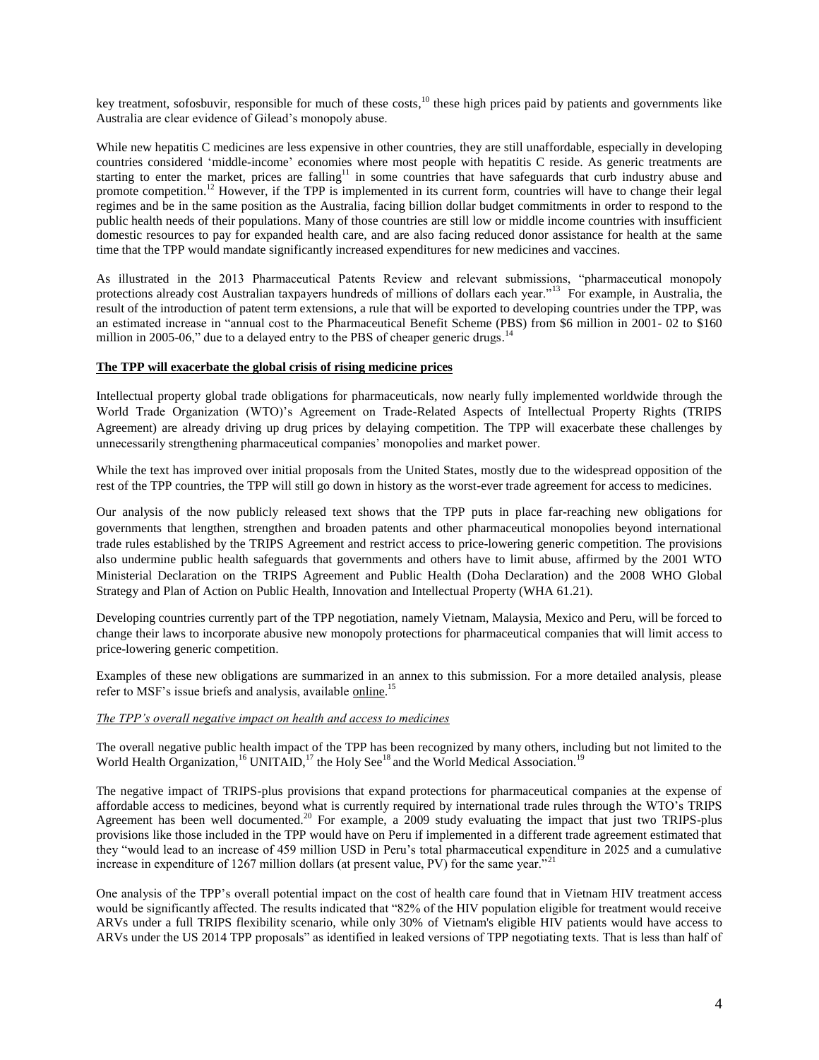key treatment, sofosbuvir, responsible for much of these costs,[10] these high prices paid by patients and governments like Australia are clear evidence of Gilead's monopoly abuse.

While new hepatitis C medicines are less expensive in other countries, they are still unaffordable, especially in developing countries considered 'middle-income' economies where most people with hepatitis C reside. As generic treatments are starting to enter the market, prices are falling[11] in some countries that have safeguards that curb industry abuse and promote competition.[12] However, if the TPP is implemented in its current form, countries will have to change their legal regimes and be in the same position as the Australia, facing billion dollar budget commitments in order to respond to the public health needs of their populations. Many of those countries are still low or middle income countries with insufficient domestic resources to pay for expanded health care, and are also facing reduced donor assistance for health at the same time that the TPP would mandate significantly increased expenditures for new medicines and vaccines.

As illustrated in the 2013 Pharmaceutical Patents Review and relevant submissions, "pharmaceutical monopoly protections already cost Australian taxpayers hundreds of millions of dollars each year."[13] For example, in Australia, the result of the introduction of patent term extensions, a rule that will be exported to developing countries under the TPP, was an estimated increase in "annual cost to the Pharmaceutical Benefit Scheme (PBS) from $6 million in 2001- 02 to $160 million in 2005-06," due to a delayed entry to the PBS of cheaper generic drugs.[14]

**The TPP will exacerbate the global crisis of rising medicine prices**

Intellectual property global trade obligations for pharmaceuticals, now nearly fully implemented worldwide through the World Trade Organization (WTO)'s Agreement on Trade-Related Aspects of Intellectual Property Rights (TRIPS Agreement) are already driving up drug prices by delaying competition. The TPP will exacerbate these challenges by unnecessarily strengthening pharmaceutical companies' monopolies and market power.

While the text has improved over initial proposals from the United States, mostly due to the widespread opposition of the rest of the TPP countries, the TPP will still go down in history as the worst-ever trade agreement for access to medicines.

Our analysis of the now publicly released text shows that the TPP puts in place far-reaching new obligations for governments that lengthen, strengthen and broaden patents and other pharmaceutical monopolies beyond international trade rules established by the TRIPS Agreement and restrict access to price-lowering generic competition. The provisions also undermine public health safeguards that governments and others have to limit abuse, affirmed by the 2001 WTO Ministerial Declaration on the TRIPS Agreement and Public Health (Doha Declaration) and the 2008 WHO Global Strategy and Plan of Action on Public Health, Innovation and Intellectual Property (WHA 61.21).

Developing countries currently part of the TPP negotiation, namely Vietnam, Malaysia, Mexico and Peru, will be forced to change their laws to incorporate abusive new monopoly protections for pharmaceutical companies that will limit access to price-lowering generic competition.

Examples of these new obligations are summarized in an annex to this submission. For a more detailed analysis, please refer to MSF's issue briefs and analysis, available online.[15]

*The TPP's overall negative impact on health and access to medicines*

The overall negative public health impact of the TPP has been recognized by many others, including but not limited to the World Health Organization,[16] UNITAID,[17] the Holy See[18] and the World Medical Association.[19]

The negative impact of TRIPS-plus provisions that expand protections for pharmaceutical companies at the expense of affordable access to medicines, beyond what is currently required by international trade rules through the WTO's TRIPS Agreement has been well documented.[20] For example, a 2009 study evaluating the impact that just two TRIPS-plus provisions like those included in the TPP would have on Peru if implemented in a different trade agreement estimated that they "would lead to an increase of 459 million USD in Peru's total pharmaceutical expenditure in 2025 and a cumulative increase in expenditure of 1267 million dollars (at present value, PV) for the same year."[21]

One analysis of the TPP's overall potential impact on the cost of health care found that in Vietnam HIV treatment access would be significantly affected. The results indicated that "82% of the HIV population eligible for treatment would receive ARVs under a full TRIPS flexibility scenario, while only 30% of Vietnam's eligible HIV patients would have access to ARVs under the US 2014 TPP proposals" as identified in leaked versions of TPP negotiating texts. That is less than half of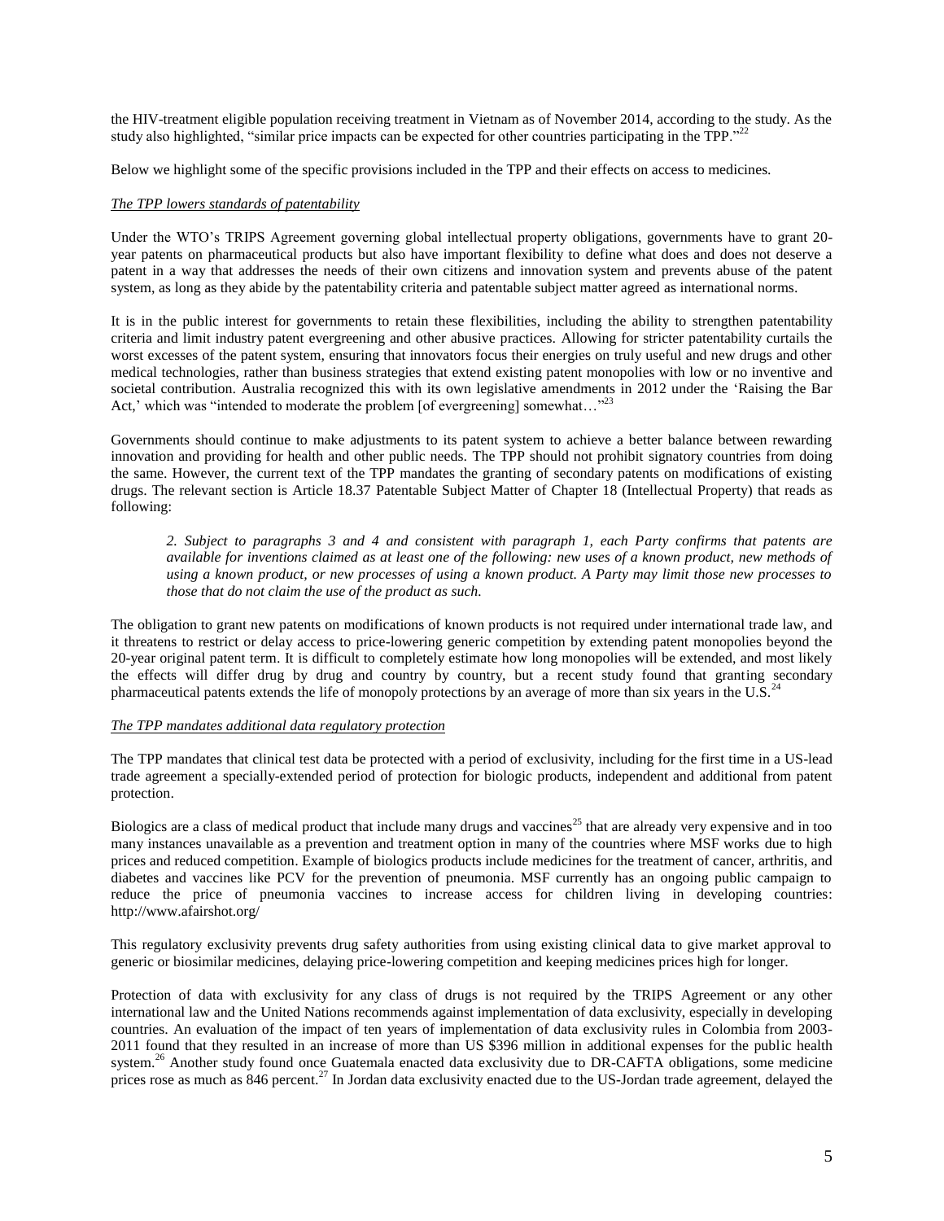the HIV-treatment eligible population receiving treatment in Vietnam as of November 2014, according to the study. As the study also highlighted, "similar price impacts can be expected for other countries participating in the TPP."[22]

Below we highlight some of the specific provisions included in the TPP and their effects on access to medicines.

*The TPP lowers standards of patentability*

Under the WTO's TRIPS Agreement governing global intellectual property obligations, governments have to grant 20-year patents on pharmaceutical products but also have important flexibility to define what does and does not deserve a patent in a way that addresses the needs of their own citizens and innovation system and prevents abuse of the patent system, as long as they abide by the patentability criteria and patentable subject matter agreed as international norms.

It is in the public interest for governments to retain these flexibilities, including the ability to strengthen patentability criteria and limit industry patent evergreening and other abusive practices. Allowing for stricter patentability curtails the worst excesses of the patent system, ensuring that innovators focus their energies on truly useful and new drugs and other medical technologies, rather than business strategies that extend existing patent monopolies with low or no inventive and societal contribution. Australia recognized this with its own legislative amendments in 2012 under the 'Raising the Bar Act,' which was "intended to moderate the problem [of evergreening] somewhat…"[23]

Governments should continue to make adjustments to its patent system to achieve a better balance between rewarding innovation and providing for health and other public needs. The TPP should not prohibit signatory countries from doing the same. However, the current text of the TPP mandates the granting of secondary patents on modifications of existing drugs. The relevant section is Article 18.37 Patentable Subject Matter of Chapter 18 (Intellectual Property) that reads as following:

> *2. Subject to paragraphs 3 and 4 and consistent with paragraph 1, each Party confirms that patents are available for inventions claimed as at least one of the following: new uses of a known product, new methods of using a known product, or new processes of using a known product. A Party may limit those new processes to those that do not claim the use of the product as such.*

The obligation to grant new patents on modifications of known products is not required under international trade law, and it threatens to restrict or delay access to price-lowering generic competition by extending patent monopolies beyond the 20-year original patent term. It is difficult to completely estimate how long monopolies will be extended, and most likely the effects will differ drug by drug and country by country, but a recent study found that granting secondary pharmaceutical patents extends the life of monopoly protections by an average of more than six years in the U.S.[24]

*The TPP mandates additional data regulatory protection*

The TPP mandates that clinical test data be protected with a period of exclusivity, including for the first time in a US-lead trade agreement a specially-extended period of protection for biologic products, independent and additional from patent protection.

Biologics are a class of medical product that include many drugs and vaccines[25] that are already very expensive and in too many instances unavailable as a prevention and treatment option in many of the countries where MSF works due to high prices and reduced competition. Example of biologics products include medicines for the treatment of cancer, arthritis, and diabetes and vaccines like PCV for the prevention of pneumonia. MSF currently has an ongoing public campaign to reduce the price of pneumonia vaccines to increase access for children living in developing countries: http://www.afairshot.org/

This regulatory exclusivity prevents drug safety authorities from using existing clinical data to give market approval to generic or biosimilar medicines, delaying price-lowering competition and keeping medicines prices high for longer.

Protection of data with exclusivity for any class of drugs is not required by the TRIPS Agreement or any other international law and the United Nations recommends against implementation of data exclusivity, especially in developing countries. An evaluation of the impact of ten years of implementation of data exclusivity rules in Colombia from 2003-2011 found that they resulted in an increase of more than US $396 million in additional expenses for the public health system.[26] Another study found once Guatemala enacted data exclusivity due to DR-CAFTA obligations, some medicine prices rose as much as 846 percent.[27] In Jordan data exclusivity enacted due to the US-Jordan trade agreement, delayed the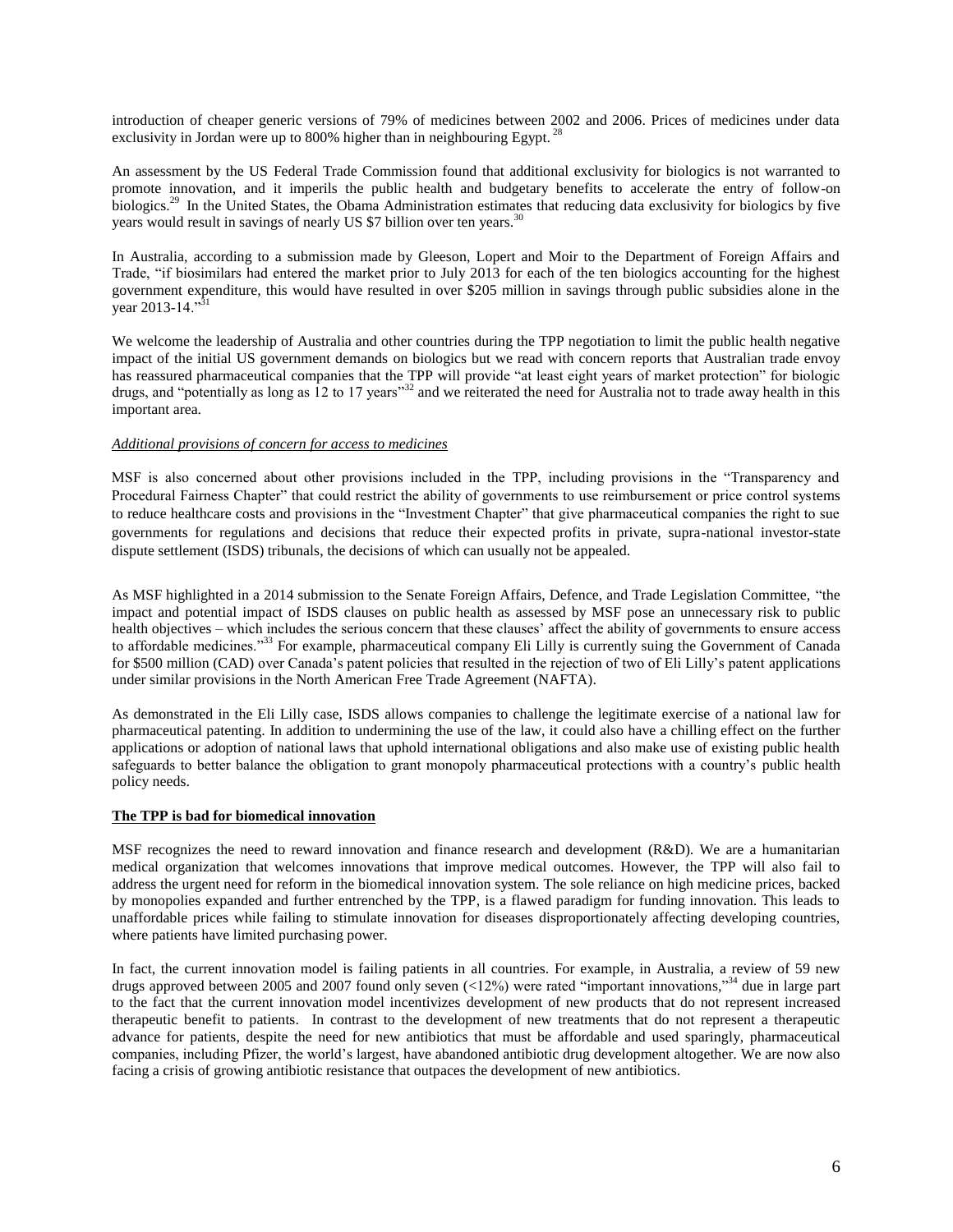introduction of cheaper generic versions of 79% of medicines between 2002 and 2006. Prices of medicines under data exclusivity in Jordan were up to 800% higher than in neighbouring Egypt. [28]

An assessment by the US Federal Trade Commission found that additional exclusivity for biologics is not warranted to promote innovation, and it imperils the public health and budgetary benefits to accelerate the entry of follow-on biologics.[29] In the United States, the Obama Administration estimates that reducing data exclusivity for biologics by five years would result in savings of nearly US $7 billion over ten years.[30]

In Australia, according to a submission made by Gleeson, Lopert and Moir to the Department of Foreign Affairs and Trade, "if biosimilars had entered the market prior to July 2013 for each of the ten biologics accounting for the highest government expenditure, this would have resulted in over $205 million in savings through public subsidies alone in the year 2013-14."[31]

We welcome the leadership of Australia and other countries during the TPP negotiation to limit the public health negative impact of the initial US government demands on biologics but we read with concern reports that Australian trade envoy has reassured pharmaceutical companies that the TPP will provide "at least eight years of market protection" for biologic drugs, and "potentially as long as 12 to 17 years"[32] and we reiterated the need for Australia not to trade away health in this important area.

*Additional provisions of concern for access to medicines*

MSF is also concerned about other provisions included in the TPP, including provisions in the "Transparency and Procedural Fairness Chapter" that could restrict the ability of governments to use reimbursement or price control systems to reduce healthcare costs and provisions in the "Investment Chapter" that give pharmaceutical companies the right to sue governments for regulations and decisions that reduce their expected profits in private, supra-national investor-state dispute settlement (ISDS) tribunals, the decisions of which can usually not be appealed.

As MSF highlighted in a 2014 submission to the Senate Foreign Affairs, Defence, and Trade Legislation Committee, "the impact and potential impact of ISDS clauses on public health as assessed by MSF pose an unnecessary risk to public health objectives – which includes the serious concern that these clauses' affect the ability of governments to ensure access to affordable medicines."[33] For example, pharmaceutical company Eli Lilly is currently suing the Government of Canada for $500 million (CAD) over Canada's patent policies that resulted in the rejection of two of Eli Lilly's patent applications under similar provisions in the North American Free Trade Agreement (NAFTA).

As demonstrated in the Eli Lilly case, ISDS allows companies to challenge the legitimate exercise of a national law for pharmaceutical patenting. In addition to undermining the use of the law, it could also have a chilling effect on the further applications or adoption of national laws that uphold international obligations and also make use of existing public health safeguards to better balance the obligation to grant monopoly pharmaceutical protections with a country's public health policy needs.

**The TPP is bad for biomedical innovation**

MSF recognizes the need to reward innovation and finance research and development (R&D). We are a humanitarian medical organization that welcomes innovations that improve medical outcomes. However, the TPP will also fail to address the urgent need for reform in the biomedical innovation system. The sole reliance on high medicine prices, backed by monopolies expanded and further entrenched by the TPP, is a flawed paradigm for funding innovation. This leads to unaffordable prices while failing to stimulate innovation for diseases disproportionately affecting developing countries, where patients have limited purchasing power.

In fact, the current innovation model is failing patients in all countries. For example, in Australia, a review of 59 new drugs approved between 2005 and 2007 found only seven (<12%) were rated "important innovations,"[34] due in large part to the fact that the current innovation model incentivizes development of new products that do not represent increased therapeutic benefit to patients. In contrast to the development of new treatments that do not represent a therapeutic advance for patients, despite the need for new antibiotics that must be affordable and used sparingly, pharmaceutical companies, including Pfizer, the world's largest, have abandoned antibiotic drug development altogether. We are now also facing a crisis of growing antibiotic resistance that outpaces the development of new antibiotics.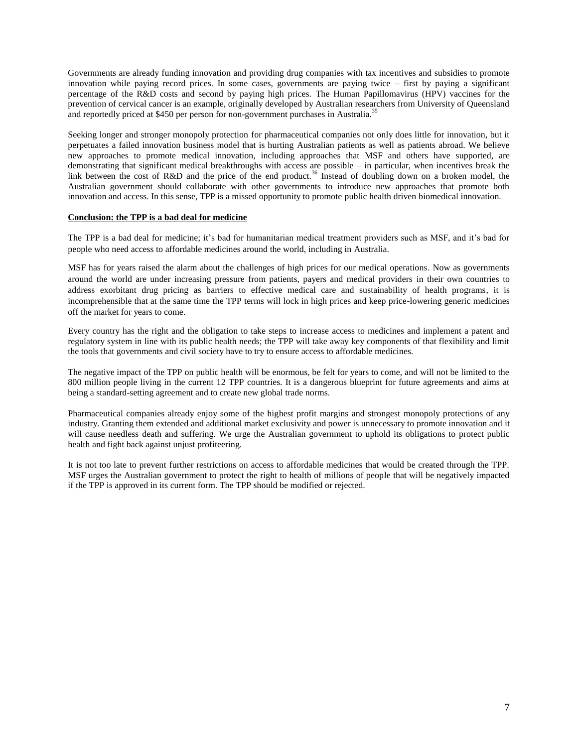Governments are already funding innovation and providing drug companies with tax incentives and subsidies to promote innovation while paying record prices. In some cases, governments are paying twice – first by paying a significant percentage of the R&D costs and second by paying high prices. The Human Papillomavirus (HPV) vaccines for the prevention of cervical cancer is an example, originally developed by Australian researchers from University of Queensland and reportedly priced at $450 per person for non-government purchases in Australia.[35]

Seeking longer and stronger monopoly protection for pharmaceutical companies not only does little for innovation, but it perpetuates a failed innovation business model that is hurting Australian patients as well as patients abroad. We believe new approaches to promote medical innovation, including approaches that MSF and others have supported, are demonstrating that significant medical breakthroughs with access are possible – in particular, when incentives break the link between the cost of R&D and the price of the end product.[36] Instead of doubling down on a broken model, the Australian government should collaborate with other governments to introduce new approaches that promote both innovation and access. In this sense, TPP is a missed opportunity to promote public health driven biomedical innovation.

**Conclusion: the TPP is a bad deal for medicine**

The TPP is a bad deal for medicine; it's bad for humanitarian medical treatment providers such as MSF, and it's bad for people who need access to affordable medicines around the world, including in Australia.

MSF has for years raised the alarm about the challenges of high prices for our medical operations. Now as governments around the world are under increasing pressure from patients, payers and medical providers in their own countries to address exorbitant drug pricing as barriers to effective medical care and sustainability of health programs, it is incomprehensible that at the same time the TPP terms will lock in high prices and keep price-lowering generic medicines off the market for years to come.

Every country has the right and the obligation to take steps to increase access to medicines and implement a patent and regulatory system in line with its public health needs; the TPP will take away key components of that flexibility and limit the tools that governments and civil society have to try to ensure access to affordable medicines.

The negative impact of the TPP on public health will be enormous, be felt for years to come, and will not be limited to the 800 million people living in the current 12 TPP countries. It is a dangerous blueprint for future agreements and aims at being a standard-setting agreement and to create new global trade norms.

Pharmaceutical companies already enjoy some of the highest profit margins and strongest monopoly protections of any industry. Granting them extended and additional market exclusivity and power is unnecessary to promote innovation and it will cause needless death and suffering. We urge the Australian government to uphold its obligations to protect public health and fight back against unjust profiteering.

It is not too late to prevent further restrictions on access to affordable medicines that would be created through the TPP. MSF urges the Australian government to protect the right to health of millions of people that will be negatively impacted if the TPP is approved in its current form. The TPP should be modified or rejected.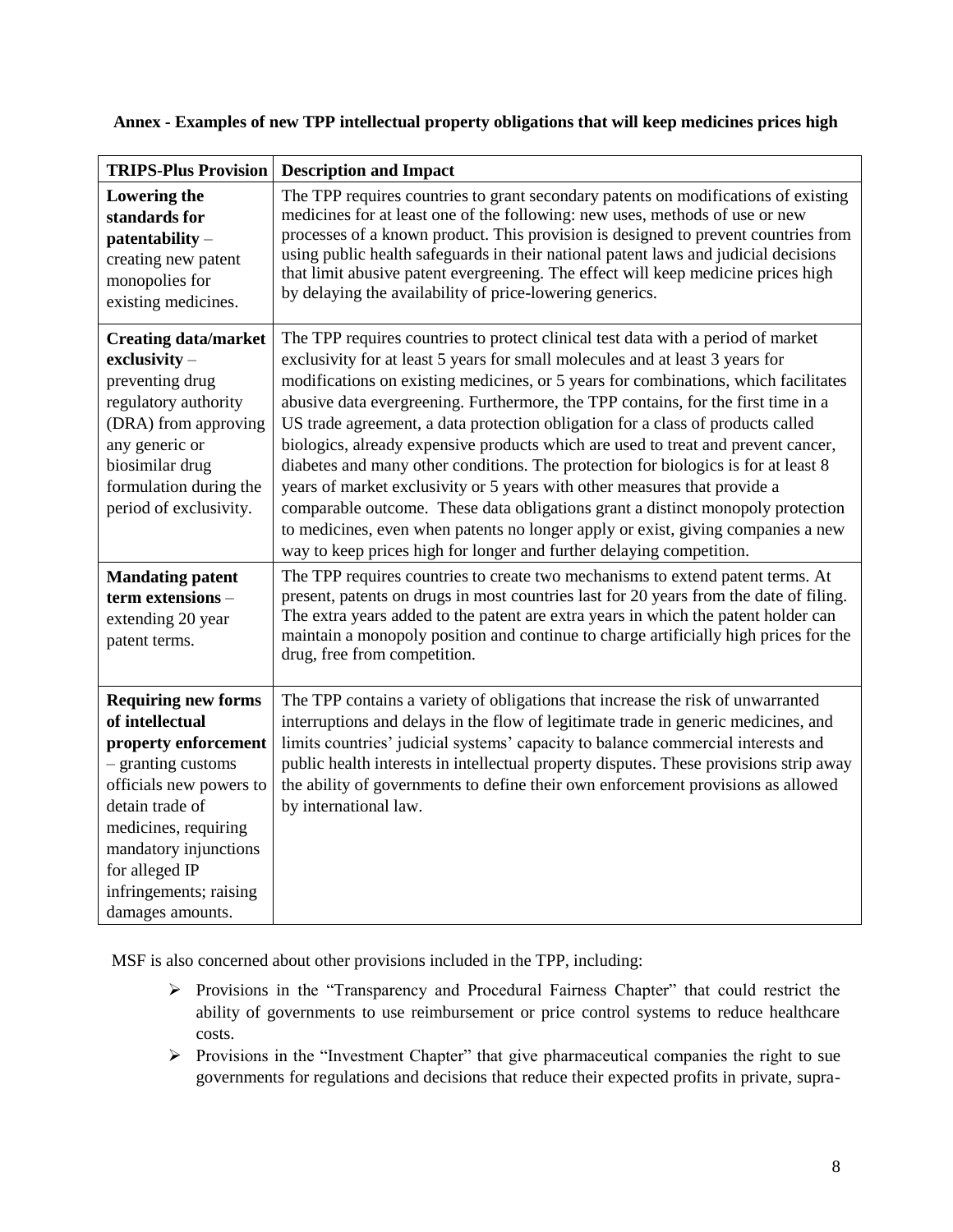**Annex - Examples of new TPP intellectual property obligations that will keep medicines prices high**

| TRIPS-Plus Provision | Description and Impact |
|---|---|
| **Lowering the standards for patentability** – creating new patent monopolies for existing medicines. | The TPP requires countries to grant secondary patents on modifications of existing medicines for at least one of the following: new uses, methods of use or new processes of a known product. This provision is designed to prevent countries from using public health safeguards in their national patent laws and judicial decisions that limit abusive patent evergreening. The effect will keep medicine prices high by delaying the availability of price-lowering generics. |
| **Creating data/market exclusivity** – preventing drug regulatory authority (DRA) from approving any generic or biosimilar drug formulation during the period of exclusivity. | The TPP requires countries to protect clinical test data with a period of market exclusivity for at least 5 years for small molecules and at least 3 years for modifications on existing medicines, or 5 years for combinations, which facilitates abusive data evergreening. Furthermore, the TPP contains, for the first time in a US trade agreement, a data protection obligation for a class of products called biologics, already expensive products which are used to treat and prevent cancer, diabetes and many other conditions. The protection for biologics is for at least 8 years of market exclusivity or 5 years with other measures that provide a comparable outcome. These data obligations grant a distinct monopoly protection to medicines, even when patents no longer apply or exist, giving companies a new way to keep prices high for longer and further delaying competition. |
| **Mandating patent term extensions** – extending 20 year patent terms. | The TPP requires countries to create two mechanisms to extend patent terms. At present, patents on drugs in most countries last for 20 years from the date of filing. The extra years added to the patent are extra years in which the patent holder can maintain a monopoly position and continue to charge artificially high prices for the drug, free from competition. |
| **Requiring new forms of intellectual property enforcement** – granting customs officials new powers to detain trade of medicines, requiring mandatory injunctions for alleged IP infringements; raising damages amounts. | The TPP contains a variety of obligations that increase the risk of unwarranted interruptions and delays in the flow of legitimate trade in generic medicines, and limits countries' judicial systems' capacity to balance commercial interests and public health interests in intellectual property disputes. These provisions strip away the ability of governments to define their own enforcement provisions as allowed by international law. |

MSF is also concerned about other provisions included in the TPP, including:

- Provisions in the "Transparency and Procedural Fairness Chapter" that could restrict the ability of governments to use reimbursement or price control systems to reduce healthcare costs.
- Provisions in the "Investment Chapter" that give pharmaceutical companies the right to sue governments for regulations and decisions that reduce their expected profits in private, supra-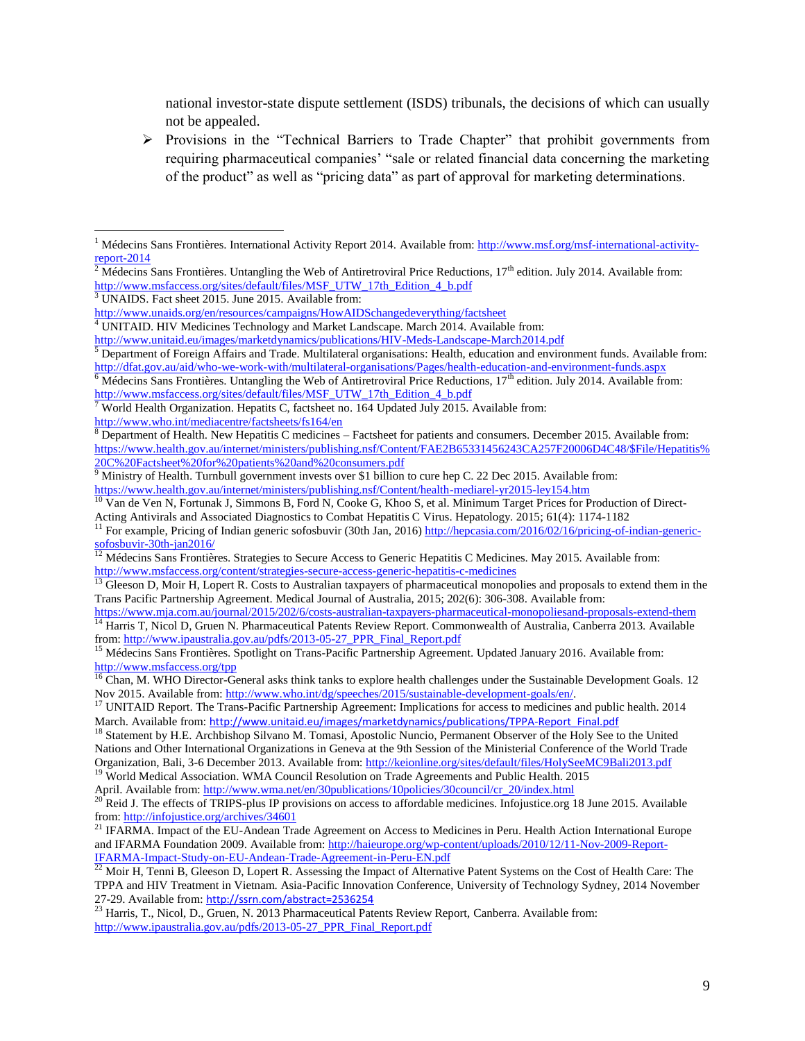national investor-state dispute settlement (ISDS) tribunals, the decisions of which can usually not be appealed.

- Provisions in the "Technical Barriers to Trade Chapter" that prohibit governments from requiring pharmaceutical companies' "sale or related financial data concerning the marketing of the product" as well as "pricing data" as part of approval for marketing determinations.

---

[1] Médecins Sans Frontières. International Activity Report 2014. Available from: http://www.msf.org/msf-international-activity-report-2014

[2] Médecins Sans Frontières. Untangling the Web of Antiretroviral Price Reductions, 17th edition. July 2014. Available from: http://www.msfaccess.org/sites/default/files/MSF_UTW_17th_Edition_4_b.pdf

[3] UNAIDS. Fact sheet 2015. June 2015. Available from: http://www.unaids.org/en/resources/campaigns/HowAIDSchangedeverything/factsheet

[4] UNITAID. HIV Medicines Technology and Market Landscape. March 2014. Available from: http://www.unitaid.eu/images/marketdynamics/publications/HIV-Meds-Landscape-March2014.pdf

[5] Department of Foreign Affairs and Trade. Multilateral organisations: Health, education and environment funds. Available from: http://dfat.gov.au/aid/who-we-work-with/multilateral-organisations/Pages/health-education-and-environment-funds.aspx

[6] Médecins Sans Frontières. Untangling the Web of Antiretroviral Price Reductions, 17th edition. July 2014. Available from: http://www.msfaccess.org/sites/default/files/MSF_UTW_17th_Edition_4_b.pdf

[7] World Health Organization. Hepatits C, factsheet no. 164 Updated July 2015. Available from: http://www.who.int/mediacentre/factsheets/fs164/en

[8] Department of Health. New Hepatitis C medicines – Factsheet for patients and consumers. December 2015. Available from: https://www.health.gov.au/internet/ministers/publishing.nsf/Content/FAE2B65331456243CA257F20006D4C48/$File/Hepatitis%20C%20Factsheet%20for%20patients%20and%20consumers.pdf

[9] Ministry of Health. Turnbull government invests over $1 billion to cure hep C. 22 Dec 2015. Available from: https://www.health.gov.au/internet/ministers/publishing.nsf/Content/health-mediarel-yr2015-ley154.htm

[10] Van de Ven N, Fortunak J, Simmons B, Ford N, Cooke G, Khoo S, et al. Minimum Target Prices for Production of Direct-Acting Antivirals and Associated Diagnostics to Combat Hepatitis C Virus. Hepatology. 2015; 61(4): 1174-1182

[11] For example, Pricing of Indian generic sofosbuvir (30th Jan, 2016) http://hepcasia.com/2016/02/16/pricing-of-indian-generic-sofosbuvir-30th-jan2016/

[12] Médecins Sans Frontières. Strategies to Secure Access to Generic Hepatitis C Medicines. May 2015. Available from: http://www.msfaccess.org/content/strategies-secure-access-generic-hepatitis-c-medicines

[13] Gleeson D, Moir H, Lopert R. Costs to Australian taxpayers of pharmaceutical monopolies and proposals to extend them in the Trans Pacific Partnership Agreement. Medical Journal of Australia, 2015; 202(6): 306-308. Available from: https://www.mja.com.au/journal/2015/202/6/costs-australian-taxpayers-pharmaceutical-monopoliesand-proposals-extend-them

[14] Harris T, Nicol D, Gruen N. Pharmaceutical Patents Review Report. Commonwealth of Australia, Canberra 2013. Available from: http://www.ipaustralia.gov.au/pdfs/2013-05-27_PPR_Final_Report.pdf

[15] Médecins Sans Frontières. Spotlight on Trans-Pacific Partnership Agreement. Updated January 2016. Available from: http://www.msfaccess.org/tpp

[16] Chan, M. WHO Director-General asks think tanks to explore health challenges under the Sustainable Development Goals. 12 Nov 2015. Available from: http://www.who.int/dg/speeches/2015/sustainable-development-goals/en/.

[17] UNITAID Report. The Trans-Pacific Partnership Agreement: Implications for access to medicines and public health. 2014 March. Available from: http://www.unitaid.eu/images/marketdynamics/publications/TPPA-Report_Final.pdf

[18] Statement by H.E. Archbishop Silvano M. Tomasi, Apostolic Nuncio, Permanent Observer of the Holy See to the United Nations and Other International Organizations in Geneva at the 9th Session of the Ministerial Conference of the World Trade Organization, Bali, 3-6 December 2013. Available from: http://keionline.org/sites/default/files/HolySeeMC9Bali2013.pdf

[19] World Medical Association. WMA Council Resolution on Trade Agreements and Public Health. 2015 April. Available from: http://www.wma.net/en/30publications/10policies/30council/cr_20/index.html

[20] Reid J. The effects of TRIPS-plus IP provisions on access to affordable medicines. Infojustice.org 18 June 2015. Available from: http://infojustice.org/archives/34601

[21] IFARMA. Impact of the EU-Andean Trade Agreement on Access to Medicines in Peru. Health Action International Europe and IFARMA Foundation 2009. Available from: http://haieurope.org/wp-content/uploads/2010/12/11-Nov-2009-Report-IFARMA-Impact-Study-on-EU-Andean-Trade-Agreement-in-Peru-EN.pdf

[22] Moir H, Tenni B, Gleeson D, Lopert R. Assessing the Impact of Alternative Patent Systems on the Cost of Health Care: The TPPA and HIV Treatment in Vietnam. Asia-Pacific Innovation Conference, University of Technology Sydney, 2014 November 27-29. Available from: http://ssrn.com/abstract=2536254

[23] Harris, T., Nicol, D., Gruen, N. 2013 Pharmaceutical Patents Review Report, Canberra. Available from: http://www.ipaustralia.gov.au/pdfs/2013-05-27_PPR_Final_Report.pdf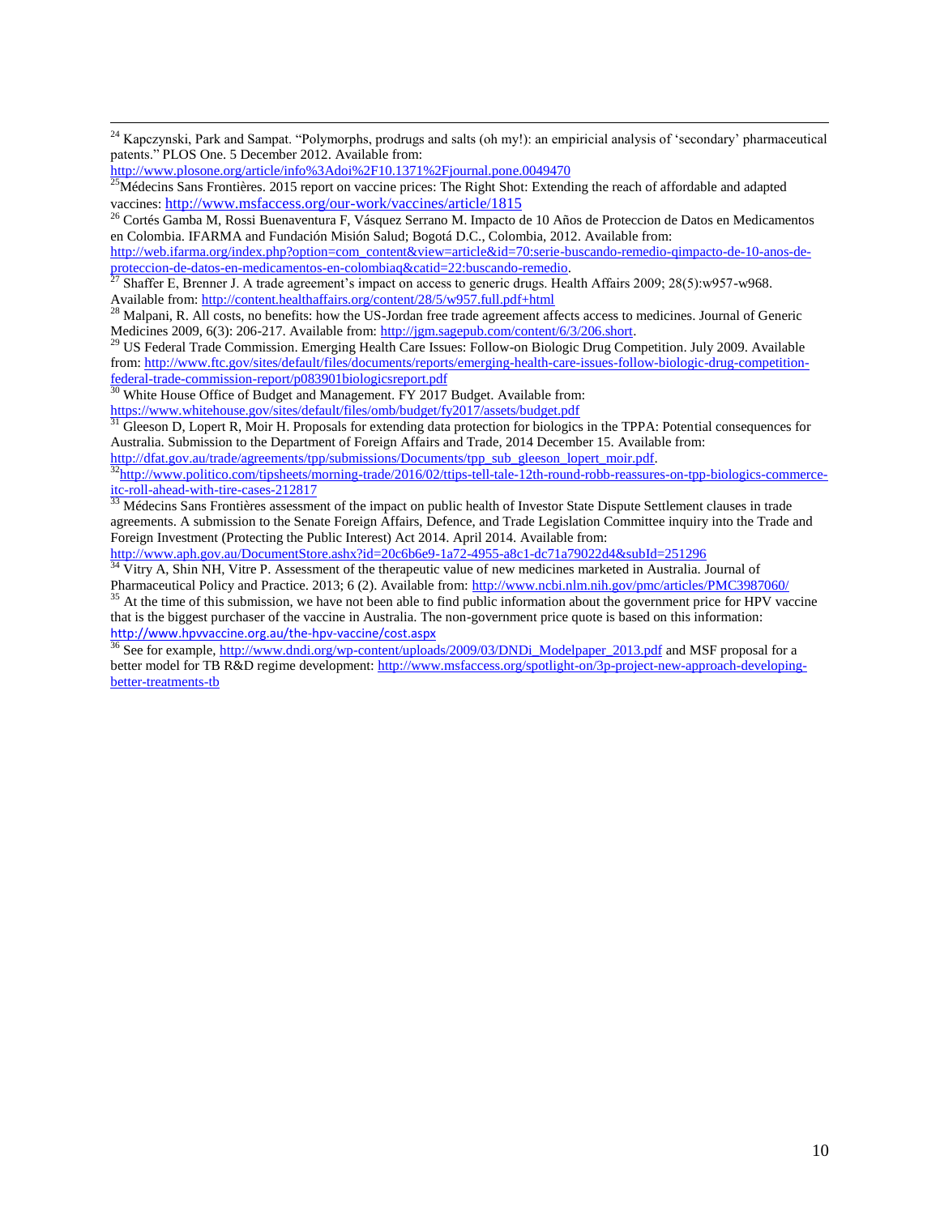[24] Kapczynski, Park and Sampat. "Polymorphs, prodrugs and salts (oh my!): an empiricial analysis of 'secondary' pharmaceutical patents." PLOS One. 5 December 2012. Available from: http://www.plosone.org/article/info%3Adoi%2F10.1371%2Fjournal.pone.0049470

[25] Médecins Sans Frontières. 2015 report on vaccine prices: The Right Shot: Extending the reach of affordable and adapted vaccines: http://www.msfaccess.org/our-work/vaccines/article/1815

[26] Cortés Gamba M, Rossi Buenaventura F, Vásquez Serrano M. Impacto de 10 Años de Proteccion de Datos en Medicamentos en Colombia. IFARMA and Fundación Misión Salud; Bogotá D.C., Colombia, 2012. Available from: http://web.ifarma.org/index.php?option=com_content&view=article&id=70:serie-buscando-remedio-qimpacto-de-10-anos-de-proteccion-de-datos-en-medicamentos-en-colombiaq&catid=22:buscando-remedio.

[27] Shaffer E, Brenner J. A trade agreement's impact on access to generic drugs. Health Affairs 2009; 28(5):w957-w968. Available from: http://content.healthaffairs.org/content/28/5/w957.full.pdf+html

[28] Malpani, R. All costs, no benefits: how the US-Jordan free trade agreement affects access to medicines. Journal of Generic Medicines 2009, 6(3): 206-217. Available from: http://jgm.sagepub.com/content/6/3/206.short.

[29] US Federal Trade Commission. Emerging Health Care Issues: Follow-on Biologic Drug Competition. July 2009. Available from: http://www.ftc.gov/sites/default/files/documents/reports/emerging-health-care-issues-follow-biologic-drug-competition-federal-trade-commission-report/p083901biologicsreport.pdf

[30] White House Office of Budget and Management. FY 2017 Budget. Available from: https://www.whitehouse.gov/sites/default/files/omb/budget/fy2017/assets/budget.pdf

[31] Gleeson D, Lopert R, Moir H. Proposals for extending data protection for biologics in the TPPA: Potential consequences for Australia. Submission to the Department of Foreign Affairs and Trade, 2014 December 15. Available from: http://dfat.gov.au/trade/agreements/tpp/submissions/Documents/tpp_sub_gleeson_lopert_moir.pdf.

[32] http://www.politico.com/tipsheets/morning-trade/2016/02/ttips-tell-tale-12th-round-robb-reassures-on-tpp-biologics-commerce-itc-roll-ahead-with-tire-cases-212817

[33] Médecins Sans Frontières assessment of the impact on public health of Investor State Dispute Settlement clauses in trade agreements. A submission to the Senate Foreign Affairs, Defence, and Trade Legislation Committee inquiry into the Trade and Foreign Investment (Protecting the Public Interest) Act 2014. April 2014. Available from: http://www.aph.gov.au/DocumentStore.ashx?id=20c6b6e9-1a72-4955-a8c1-dc71a79022d4&subId=251296

[34] Vitry A, Shin NH, Vitre P. Assessment of the therapeutic value of new medicines marketed in Australia. Journal of Pharmaceutical Policy and Practice. 2013; 6 (2). Available from: http://www.ncbi.nlm.nih.gov/pmc/articles/PMC3987060/

[35] At the time of this submission, we have not been able to find public information about the government price for HPV vaccine that is the biggest purchaser of the vaccine in Australia. The non-government price quote is based on this information: http://www.hpvvaccine.org.au/the-hpv-vaccine/cost.aspx

[36] See for example, http://www.dndi.org/wp-content/uploads/2009/03/DNDi_Modelpaper_2013.pdf and MSF proposal for a better model for TB R&D regime development: http://www.msfaccess.org/spotlight-on/3p-project-new-approach-developing-better-treatments-tb